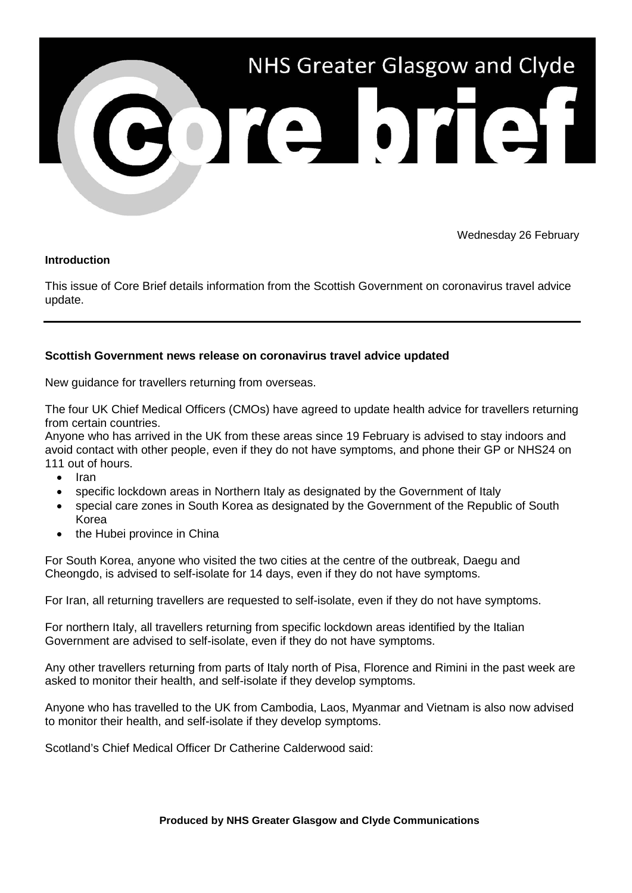# NHS Greater Glasgow and Clyde Core brief

Wednesday 26 February

**Introduction**

This issue of Core Brief details information from the Scottish Government on coronavirus travel advice update.

---

**Scottish Government news release on coronavirus travel advice updated**

New guidance for travellers returning from overseas.

The four UK Chief Medical Officers (CMOs) have agreed to update health advice for travellers returning from certain countries.

Anyone who has arrived in the UK from these areas since 19 February is advised to stay indoors and avoid contact with other people, even if they do not have symptoms, and phone their GP or NHS24 on 111 out of hours.

- Iran
- specific lockdown areas in Northern Italy as designated by the Government of Italy
- special care zones in South Korea as designated by the Government of the Republic of South Korea
- the Hubei province in China

For South Korea, anyone who visited the two cities at the centre of the outbreak, Daegu and Cheongdo, is advised to self-isolate for 14 days, even if they do not have symptoms.

For Iran, all returning travellers are requested to self-isolate, even if they do not have symptoms.

For northern Italy, all travellers returning from specific lockdown areas identified by the Italian Government are advised to self-isolate, even if they do not have symptoms.

Any other travellers returning from parts of Italy north of Pisa, Florence and Rimini in the past week are asked to monitor their health, and self-isolate if they develop symptoms.

Anyone who has travelled to the UK from Cambodia, Laos, Myanmar and Vietnam is also now advised to monitor their health, and self-isolate if they develop symptoms.

Scotland's Chief Medical Officer Dr Catherine Calderwood said: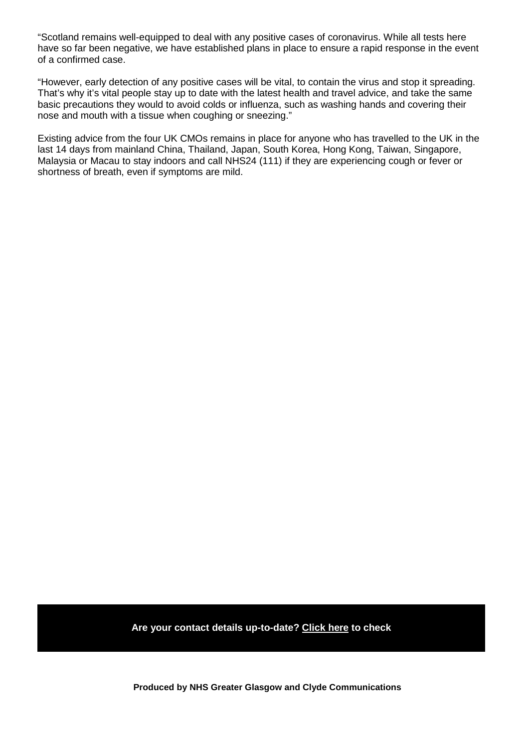"Scotland remains well-equipped to deal with any positive cases of coronavirus. While all tests here have so far been negative, we have established plans in place to ensure a rapid response in the event of a confirmed case.

"However, early detection of any positive cases will be vital, to contain the virus and stop it spreading. That's why it's vital people stay up to date with the latest health and travel advice, and take the same basic precautions they would to avoid colds or influenza, such as washing hands and covering their nose and mouth with a tissue when coughing or sneezing."

Existing advice from the four UK CMOs remains in place for anyone who has travelled to the UK in the last 14 days from mainland China, Thailand, Japan, South Korea, Hong Kong, Taiwan, Singapore, Malaysia or Macau to stay indoors and call NHS24 (111) if they are experiencing cough or fever or shortness of breath, even if symptoms are mild.

**Are your contact details up-to-date? Click here to check**

**Produced by NHS Greater Glasgow and Clyde Communications**